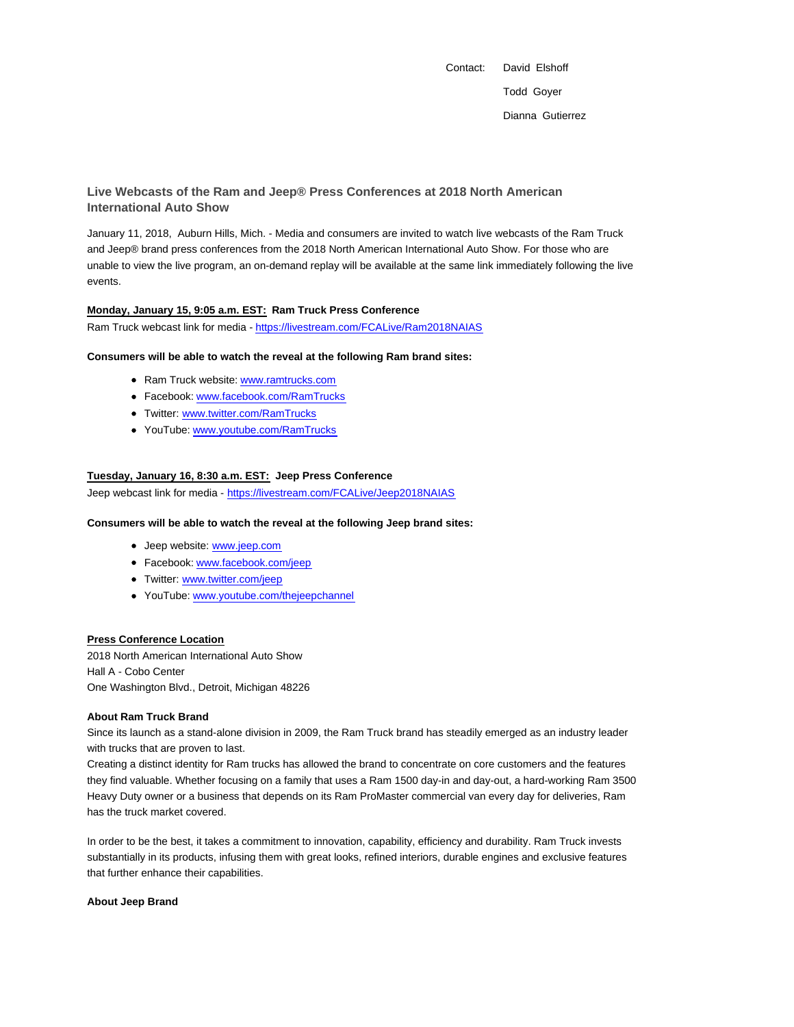Contact: David Elshoff
Todd Goyer
Dianna Gutierrez

## Live Webcasts of the Ram and Jeep® Press Conferences at 2018 North American International Auto Show

January 11, 2018, Auburn Hills, Mich. - Media and consumers are invited to watch live webcasts of the Ram Truck and Jeep® brand press conferences from the 2018 North American International Auto Show. For those who are unable to view the live program, an on-demand replay will be available at the same link immediately following the live events.

**Monday, January 15, 9:05 a.m. EST: Ram Truck Press Conference**

Ram Truck webcast link for media - https://livestream.com/FCALive/Ram2018NAIAS

**Consumers will be able to watch the reveal at the following Ram brand sites:**

- Ram Truck website: www.ramtrucks.com
- Facebook: www.facebook.com/RamTrucks
- Twitter: www.twitter.com/RamTrucks
- YouTube: www.youtube.com/RamTrucks

**Tuesday, January 16, 8:30 a.m. EST: Jeep Press Conference**

Jeep webcast link for media - https://livestream.com/FCALive/Jeep2018NAIAS

**Consumers will be able to watch the reveal at the following Jeep brand sites:**

- Jeep website: www.jeep.com
- Facebook: www.facebook.com/jeep
- Twitter: www.twitter.com/jeep
- YouTube: www.youtube.com/thejeepchannel

**Press Conference Location**

2018 North American International Auto Show
Hall A - Cobo Center
One Washington Blvd., Detroit, Michigan 48226

**About Ram Truck Brand**

Since its launch as a stand-alone division in 2009, the Ram Truck brand has steadily emerged as an industry leader with trucks that are proven to last.
Creating a distinct identity for Ram trucks has allowed the brand to concentrate on core customers and the features they find valuable. Whether focusing on a family that uses a Ram 1500 day-in and day-out, a hard-working Ram 3500 Heavy Duty owner or a business that depends on its Ram ProMaster commercial van every day for deliveries, Ram has the truck market covered.

In order to be the best, it takes a commitment to innovation, capability, efficiency and durability. Ram Truck invests substantially in its products, infusing them with great looks, refined interiors, durable engines and exclusive features that further enhance their capabilities.

**About Jeep Brand**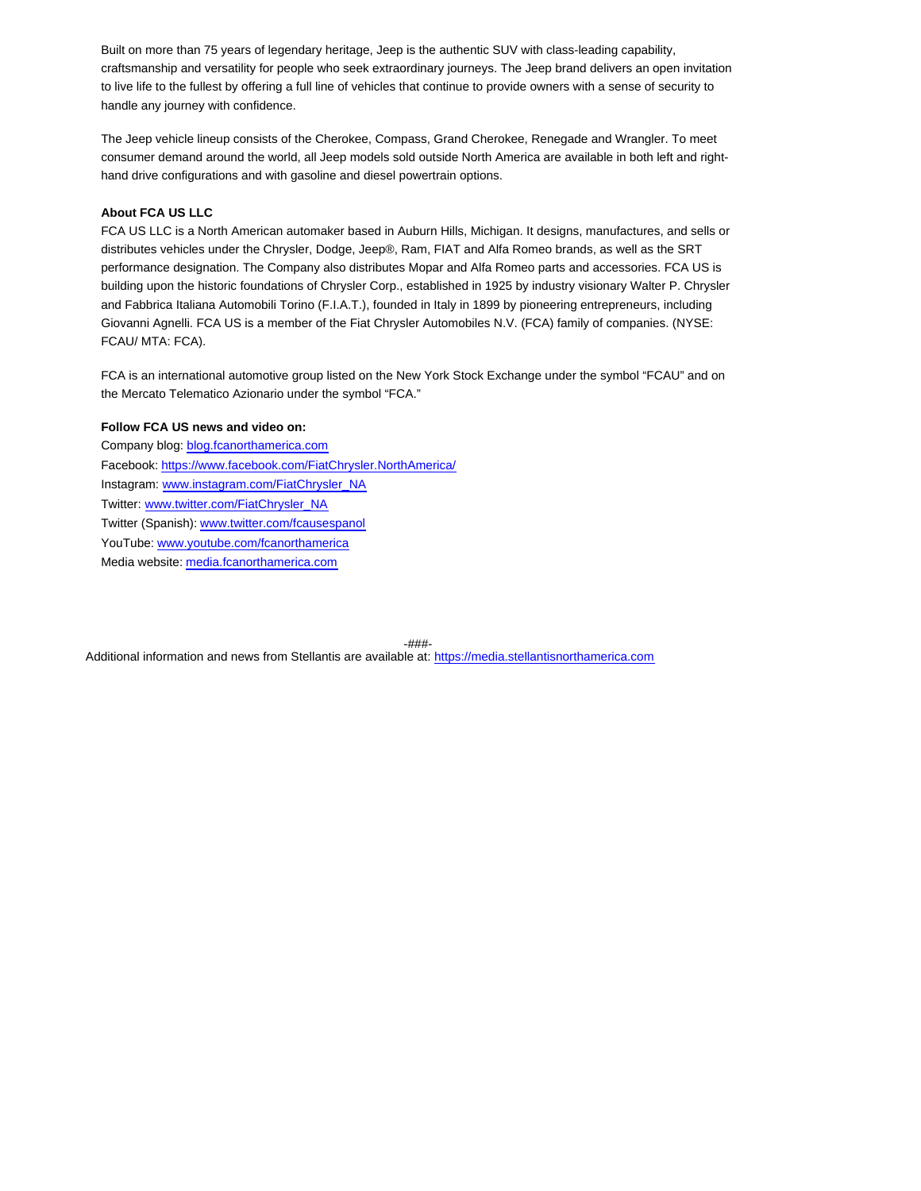Built on more than 75 years of legendary heritage, Jeep is the authentic SUV with class-leading capability, craftsmanship and versatility for people who seek extraordinary journeys. The Jeep brand delivers an open invitation to live life to the fullest by offering a full line of vehicles that continue to provide owners with a sense of security to handle any journey with confidence.

The Jeep vehicle lineup consists of the Cherokee, Compass, Grand Cherokee, Renegade and Wrangler. To meet consumer demand around the world, all Jeep models sold outside North America are available in both left and right-hand drive configurations and with gasoline and diesel powertrain options.

**About FCA US LLC**

FCA US LLC is a North American automaker based in Auburn Hills, Michigan. It designs, manufactures, and sells or distributes vehicles under the Chrysler, Dodge, Jeep®, Ram, FIAT and Alfa Romeo brands, as well as the SRT performance designation. The Company also distributes Mopar and Alfa Romeo parts and accessories. FCA US is building upon the historic foundations of Chrysler Corp., established in 1925 by industry visionary Walter P. Chrysler and Fabbrica Italiana Automobili Torino (F.I.A.T.), founded in Italy in 1899 by pioneering entrepreneurs, including Giovanni Agnelli. FCA US is a member of the Fiat Chrysler Automobiles N.V. (FCA) family of companies. (NYSE: FCAU/ MTA: FCA).

FCA is an international automotive group listed on the New York Stock Exchange under the symbol "FCAU" and on the Mercato Telematico Azionario under the symbol "FCA."

**Follow FCA US news and video on:**

Company blog: blog.fcanorthamerica.com
Facebook: https://www.facebook.com/FiatChrysler.NorthAmerica/
Instagram: www.instagram.com/FiatChrysler_NA
Twitter: www.twitter.com/FiatChrysler_NA
Twitter (Spanish): www.twitter.com/fcausespanol
YouTube: www.youtube.com/fcanorthamerica
Media website: media.fcanorthamerica.com

-###-

Additional information and news from Stellantis are available at: https://media.stellantisnorthamerica.com